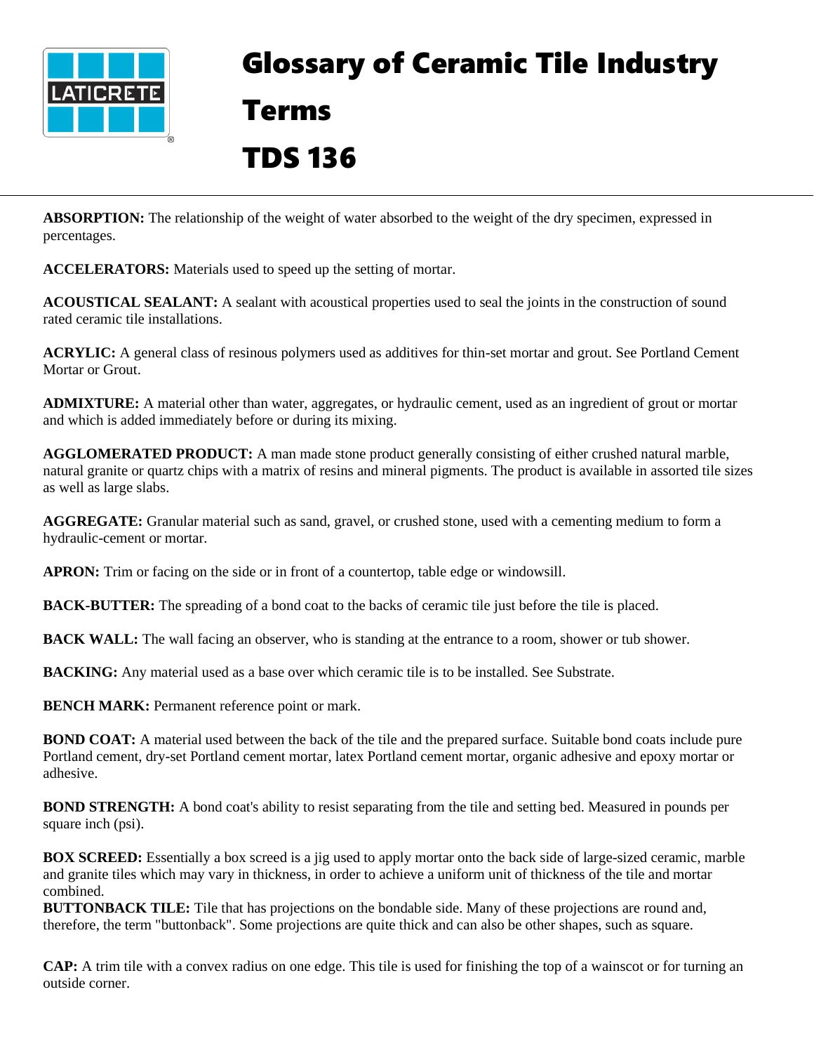# Glossary of Ceramic Tile Industry Terms

# TDS 136

**ABSORPTION:** The relationship of the weight of water absorbed to the weight of the dry specimen, expressed in percentages.

**ACCELERATORS:** Materials used to speed up the setting of mortar.

**ACOUSTICAL SEALANT:** A sealant with acoustical properties used to seal the joints in the construction of sound rated ceramic tile installations.

**ACRYLIC:** A general class of resinous polymers used as additives for thin-set mortar and grout. See Portland Cement Mortar or Grout.

**ADMIXTURE:** A material other than water, aggregates, or hydraulic cement, used as an ingredient of grout or mortar and which is added immediately before or during its mixing.

**AGGLOMERATED PRODUCT:** A man made stone product generally consisting of either crushed natural marble, natural granite or quartz chips with a matrix of resins and mineral pigments. The product is available in assorted tile sizes as well as large slabs.

**AGGREGATE:** Granular material such as sand, gravel, or crushed stone, used with a cementing medium to form a hydraulic-cement or mortar.

**APRON:** Trim or facing on the side or in front of a countertop, table edge or windowsill.

**BACK-BUTTER:** The spreading of a bond coat to the backs of ceramic tile just before the tile is placed.

**BACK WALL:** The wall facing an observer, who is standing at the entrance to a room, shower or tub shower.

**BACKING:** Any material used as a base over which ceramic tile is to be installed. See Substrate.

**BENCH MARK:** Permanent reference point or mark.

**BOND COAT:** A material used between the back of the tile and the prepared surface. Suitable bond coats include pure Portland cement, dry-set Portland cement mortar, latex Portland cement mortar, organic adhesive and epoxy mortar or adhesive.

**BOND STRENGTH:** A bond coat's ability to resist separating from the tile and setting bed. Measured in pounds per square inch (psi).

**BOX SCREED:** Essentially a box screed is a jig used to apply mortar onto the back side of large-sized ceramic, marble and granite tiles which may vary in thickness, in order to achieve a uniform unit of thickness of the tile and mortar combined.

**BUTTONBACK TILE:** Tile that has projections on the bondable side. Many of these projections are round and, therefore, the term "buttonback". Some projections are quite thick and can also be other shapes, such as square.

**CAP:** A trim tile with a convex radius on one edge. This tile is used for finishing the top of a wainscot or for turning an outside corner.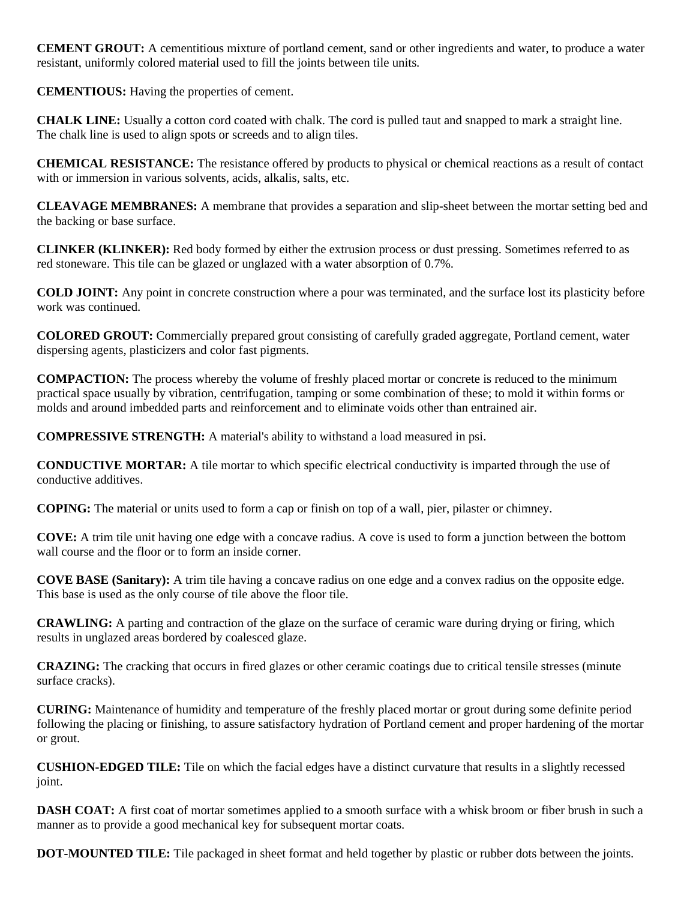**CEMENT GROUT:** A cementitious mixture of portland cement, sand or other ingredients and water, to produce a water resistant, uniformly colored material used to fill the joints between tile units.

**CEMENTIOUS:** Having the properties of cement.

**CHALK LINE:** Usually a cotton cord coated with chalk. The cord is pulled taut and snapped to mark a straight line. The chalk line is used to align spots or screeds and to align tiles.

**CHEMICAL RESISTANCE:** The resistance offered by products to physical or chemical reactions as a result of contact with or immersion in various solvents, acids, alkalis, salts, etc.

**CLEAVAGE MEMBRANES:** A membrane that provides a separation and slip-sheet between the mortar setting bed and the backing or base surface.

**CLINKER (KLINKER):** Red body formed by either the extrusion process or dust pressing. Sometimes referred to as red stoneware. This tile can be glazed or unglazed with a water absorption of 0.7%.

**COLD JOINT:** Any point in concrete construction where a pour was terminated, and the surface lost its plasticity before work was continued.

**COLORED GROUT:** Commercially prepared grout consisting of carefully graded aggregate, Portland cement, water dispersing agents, plasticizers and color fast pigments.

**COMPACTION:** The process whereby the volume of freshly placed mortar or concrete is reduced to the minimum practical space usually by vibration, centrifugation, tamping or some combination of these; to mold it within forms or molds and around imbedded parts and reinforcement and to eliminate voids other than entrained air.

**COMPRESSIVE STRENGTH:** A material's ability to withstand a load measured in psi.

**CONDUCTIVE MORTAR:** A tile mortar to which specific electrical conductivity is imparted through the use of conductive additives.

**COPING:** The material or units used to form a cap or finish on top of a wall, pier, pilaster or chimney.

**COVE:** A trim tile unit having one edge with a concave radius. A cove is used to form a junction between the bottom wall course and the floor or to form an inside corner.

**COVE BASE (Sanitary):** A trim tile having a concave radius on one edge and a convex radius on the opposite edge. This base is used as the only course of tile above the floor tile.

**CRAWLING:** A parting and contraction of the glaze on the surface of ceramic ware during drying or firing, which results in unglazed areas bordered by coalesced glaze.

**CRAZING:** The cracking that occurs in fired glazes or other ceramic coatings due to critical tensile stresses (minute surface cracks).

**CURING:** Maintenance of humidity and temperature of the freshly placed mortar or grout during some definite period following the placing or finishing, to assure satisfactory hydration of Portland cement and proper hardening of the mortar or grout.

**CUSHION-EDGED TILE:** Tile on which the facial edges have a distinct curvature that results in a slightly recessed joint.

**DASH COAT:** A first coat of mortar sometimes applied to a smooth surface with a whisk broom or fiber brush in such a manner as to provide a good mechanical key for subsequent mortar coats.

**DOT-MOUNTED TILE:** Tile packaged in sheet format and held together by plastic or rubber dots between the joints.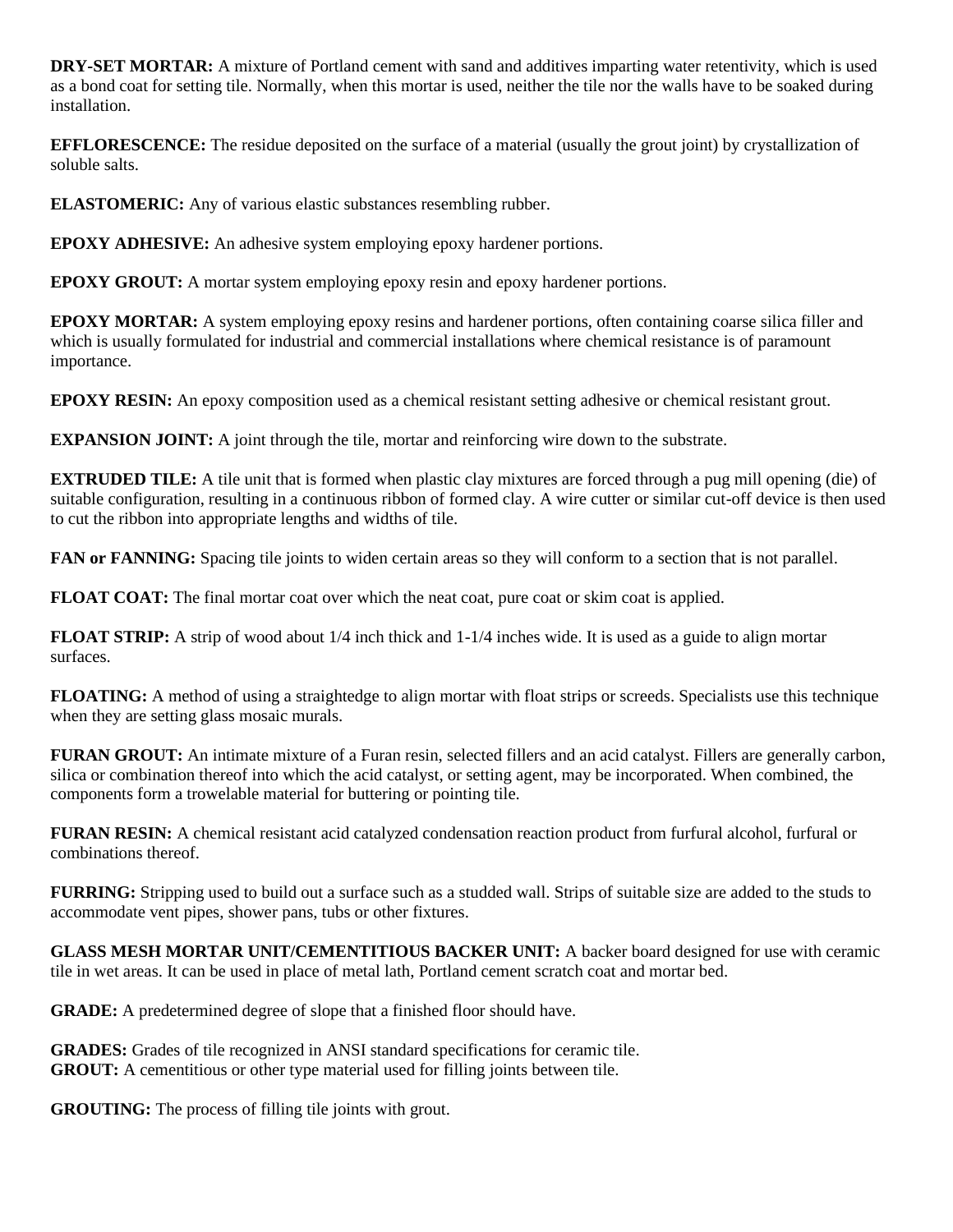**DRY-SET MORTAR:** A mixture of Portland cement with sand and additives imparting water retentivity, which is used as a bond coat for setting tile. Normally, when this mortar is used, neither the tile nor the walls have to be soaked during installation.

**EFFLORESCENCE:** The residue deposited on the surface of a material (usually the grout joint) by crystallization of soluble salts.

**ELASTOMERIC:** Any of various elastic substances resembling rubber.

**EPOXY ADHESIVE:** An adhesive system employing epoxy hardener portions.

**EPOXY GROUT:** A mortar system employing epoxy resin and epoxy hardener portions.

**EPOXY MORTAR:** A system employing epoxy resins and hardener portions, often containing coarse silica filler and which is usually formulated for industrial and commercial installations where chemical resistance is of paramount importance.

**EPOXY RESIN:** An epoxy composition used as a chemical resistant setting adhesive or chemical resistant grout.

**EXPANSION JOINT:** A joint through the tile, mortar and reinforcing wire down to the substrate.

**EXTRUDED TILE:** A tile unit that is formed when plastic clay mixtures are forced through a pug mill opening (die) of suitable configuration, resulting in a continuous ribbon of formed clay. A wire cutter or similar cut-off device is then used to cut the ribbon into appropriate lengths and widths of tile.

**FAN or FANNING:** Spacing tile joints to widen certain areas so they will conform to a section that is not parallel.

**FLOAT COAT:** The final mortar coat over which the neat coat, pure coat or skim coat is applied.

**FLOAT STRIP:** A strip of wood about 1/4 inch thick and 1-1/4 inches wide. It is used as a guide to align mortar surfaces.

**FLOATING:** A method of using a straightedge to align mortar with float strips or screeds. Specialists use this technique when they are setting glass mosaic murals.

**FURAN GROUT:** An intimate mixture of a Furan resin, selected fillers and an acid catalyst. Fillers are generally carbon, silica or combination thereof into which the acid catalyst, or setting agent, may be incorporated. When combined, the components form a trowelable material for buttering or pointing tile.

**FURAN RESIN:** A chemical resistant acid catalyzed condensation reaction product from furfural alcohol, furfural or combinations thereof.

**FURRING:** Stripping used to build out a surface such as a studded wall. Strips of suitable size are added to the studs to accommodate vent pipes, shower pans, tubs or other fixtures.

**GLASS MESH MORTAR UNIT/CEMENTITIOUS BACKER UNIT:** A backer board designed for use with ceramic tile in wet areas. It can be used in place of metal lath, Portland cement scratch coat and mortar bed.

**GRADE:** A predetermined degree of slope that a finished floor should have.

**GRADES:** Grades of tile recognized in ANSI standard specifications for ceramic tile.

**GROUT:** A cementitious or other type material used for filling joints between tile.

**GROUTING:** The process of filling tile joints with grout.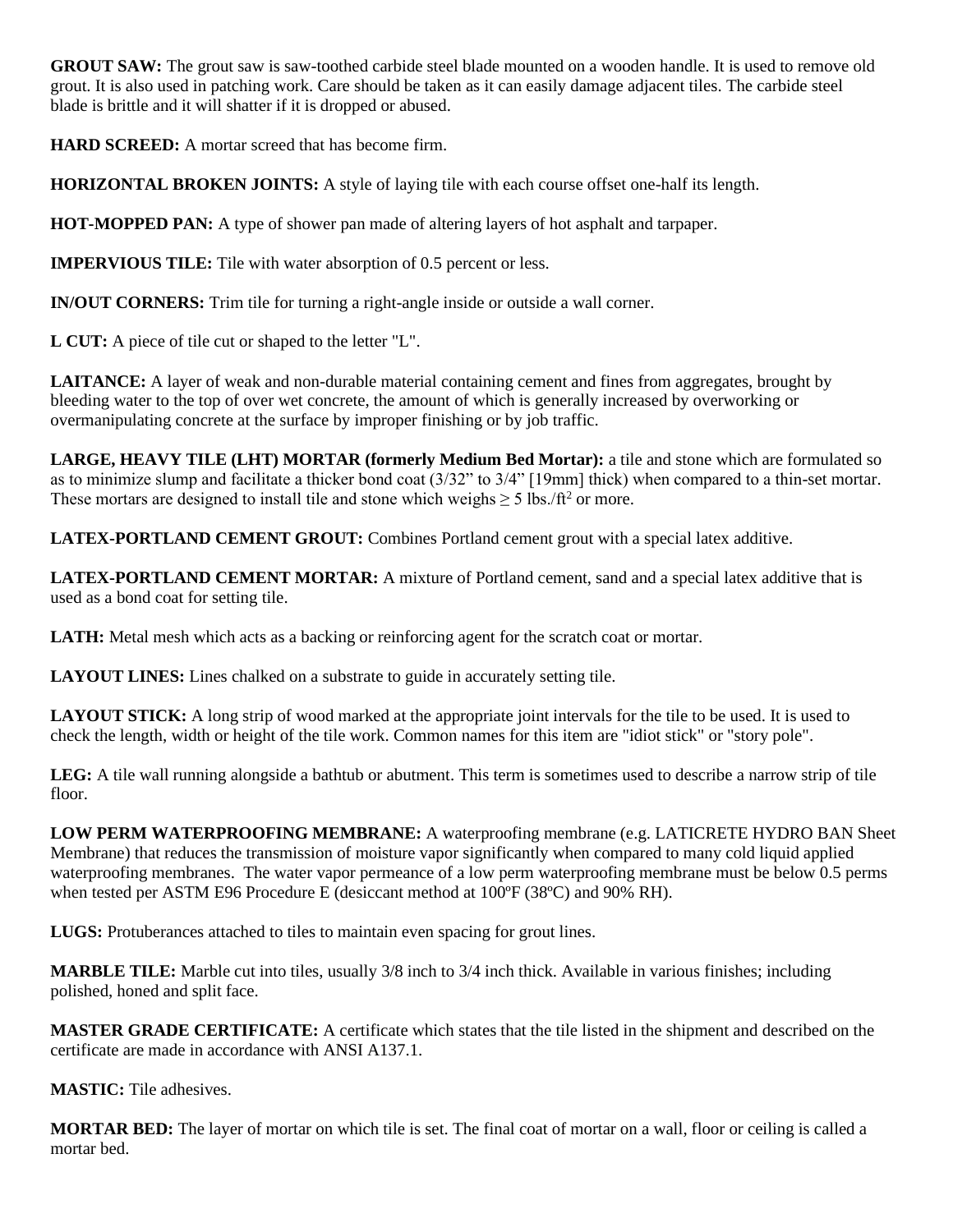**GROUT SAW:** The grout saw is saw-toothed carbide steel blade mounted on a wooden handle. It is used to remove old grout. It is also used in patching work. Care should be taken as it can easily damage adjacent tiles. The carbide steel blade is brittle and it will shatter if it is dropped or abused.

**HARD SCREED:** A mortar screed that has become firm.

**HORIZONTAL BROKEN JOINTS:** A style of laying tile with each course offset one-half its length.

**HOT-MOPPED PAN:** A type of shower pan made of altering layers of hot asphalt and tarpaper.

**IMPERVIOUS TILE:** Tile with water absorption of 0.5 percent or less.

**IN/OUT CORNERS:** Trim tile for turning a right-angle inside or outside a wall corner.

**L CUT:** A piece of tile cut or shaped to the letter "L".

**LAITANCE:** A layer of weak and non-durable material containing cement and fines from aggregates, brought by bleeding water to the top of over wet concrete, the amount of which is generally increased by overworking or overmanipulating concrete at the surface by improper finishing or by job traffic.

**LARGE, HEAVY TILE (LHT) MORTAR (formerly Medium Bed Mortar):** a tile and stone which are formulated so as to minimize slump and facilitate a thicker bond coat (3/32" to 3/4" [19mm] thick) when compared to a thin-set mortar. These mortars are designed to install tile and stone which weighs ≥ 5 lbs./ft$^2$ or more.

**LATEX-PORTLAND CEMENT GROUT:** Combines Portland cement grout with a special latex additive.

**LATEX-PORTLAND CEMENT MORTAR:** A mixture of Portland cement, sand and a special latex additive that is used as a bond coat for setting tile.

**LATH:** Metal mesh which acts as a backing or reinforcing agent for the scratch coat or mortar.

**LAYOUT LINES:** Lines chalked on a substrate to guide in accurately setting tile.

**LAYOUT STICK:** A long strip of wood marked at the appropriate joint intervals for the tile to be used. It is used to check the length, width or height of the tile work. Common names for this item are "idiot stick" or "story pole".

**LEG:** A tile wall running alongside a bathtub or abutment. This term is sometimes used to describe a narrow strip of tile floor.

**LOW PERM WATERPROOFING MEMBRANE:** A waterproofing membrane (e.g. LATICRETE HYDRO BAN Sheet Membrane) that reduces the transmission of moisture vapor significantly when compared to many cold liquid applied waterproofing membranes. The water vapor permeance of a low perm waterproofing membrane must be below 0.5 perms when tested per ASTM E96 Procedure E (desiccant method at 100ºF (38ºC) and 90% RH).

**LUGS:** Protuberances attached to tiles to maintain even spacing for grout lines.

**MARBLE TILE:** Marble cut into tiles, usually 3/8 inch to 3/4 inch thick. Available in various finishes; including polished, honed and split face.

**MASTER GRADE CERTIFICATE:** A certificate which states that the tile listed in the shipment and described on the certificate are made in accordance with ANSI A137.1.

**MASTIC:** Tile adhesives.

**MORTAR BED:** The layer of mortar on which tile is set. The final coat of mortar on a wall, floor or ceiling is called a mortar bed.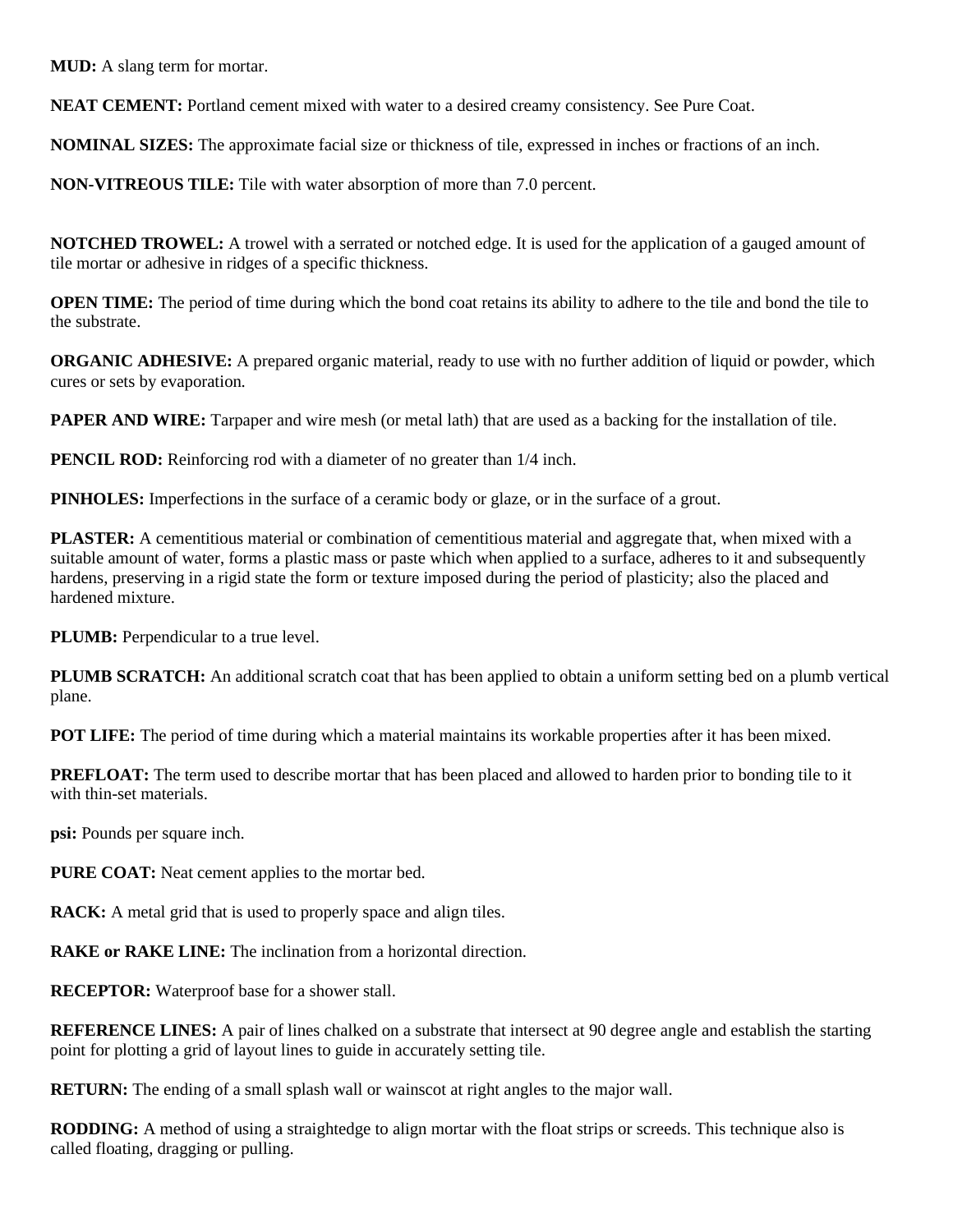**MUD:** A slang term for mortar.

**NEAT CEMENT:** Portland cement mixed with water to a desired creamy consistency. See Pure Coat.

**NOMINAL SIZES:** The approximate facial size or thickness of tile, expressed in inches or fractions of an inch.

**NON-VITREOUS TILE:** Tile with water absorption of more than 7.0 percent.

**NOTCHED TROWEL:** A trowel with a serrated or notched edge. It is used for the application of a gauged amount of tile mortar or adhesive in ridges of a specific thickness.

**OPEN TIME:** The period of time during which the bond coat retains its ability to adhere to the tile and bond the tile to the substrate.

**ORGANIC ADHESIVE:** A prepared organic material, ready to use with no further addition of liquid or powder, which cures or sets by evaporation.

**PAPER AND WIRE:** Tarpaper and wire mesh (or metal lath) that are used as a backing for the installation of tile.

**PENCIL ROD:** Reinforcing rod with a diameter of no greater than 1/4 inch.

**PINHOLES:** Imperfections in the surface of a ceramic body or glaze, or in the surface of a grout.

**PLASTER:** A cementitious material or combination of cementitious material and aggregate that, when mixed with a suitable amount of water, forms a plastic mass or paste which when applied to a surface, adheres to it and subsequently hardens, preserving in a rigid state the form or texture imposed during the period of plasticity; also the placed and hardened mixture.

**PLUMB:** Perpendicular to a true level.

**PLUMB SCRATCH:** An additional scratch coat that has been applied to obtain a uniform setting bed on a plumb vertical plane.

**POT LIFE:** The period of time during which a material maintains its workable properties after it has been mixed.

**PREFLOAT:** The term used to describe mortar that has been placed and allowed to harden prior to bonding tile to it with thin-set materials.

**psi:** Pounds per square inch.

**PURE COAT:** Neat cement applies to the mortar bed.

**RACK:** A metal grid that is used to properly space and align tiles.

**RAKE or RAKE LINE:** The inclination from a horizontal direction.

**RECEPTOR:** Waterproof base for a shower stall.

**REFERENCE LINES:** A pair of lines chalked on a substrate that intersect at 90 degree angle and establish the starting point for plotting a grid of layout lines to guide in accurately setting tile.

**RETURN:** The ending of a small splash wall or wainscot at right angles to the major wall.

**RODDING:** A method of using a straightedge to align mortar with the float strips or screeds. This technique also is called floating, dragging or pulling.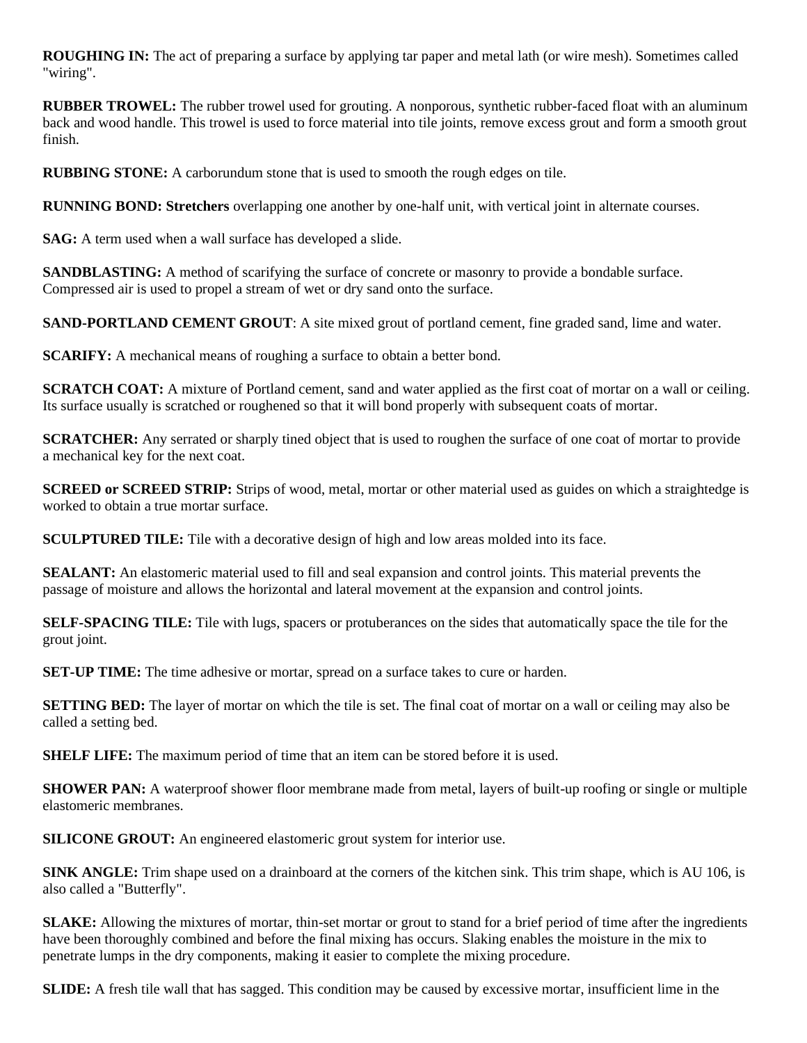**ROUGHING IN:** The act of preparing a surface by applying tar paper and metal lath (or wire mesh). Sometimes called "wiring".

**RUBBER TROWEL:** The rubber trowel used for grouting. A nonporous, synthetic rubber-faced float with an aluminum back and wood handle. This trowel is used to force material into tile joints, remove excess grout and form a smooth grout finish.

**RUBBING STONE:** A carborundum stone that is used to smooth the rough edges on tile.

**RUNNING BOND: Stretchers** overlapping one another by one-half unit, with vertical joint in alternate courses.

**SAG:** A term used when a wall surface has developed a slide.

**SANDBLASTING:** A method of scarifying the surface of concrete or masonry to provide a bondable surface. Compressed air is used to propel a stream of wet or dry sand onto the surface.

**SAND-PORTLAND CEMENT GROUT**: A site mixed grout of portland cement, fine graded sand, lime and water.

**SCARIFY:** A mechanical means of roughing a surface to obtain a better bond.

**SCRATCH COAT:** A mixture of Portland cement, sand and water applied as the first coat of mortar on a wall or ceiling. Its surface usually is scratched or roughened so that it will bond properly with subsequent coats of mortar.

**SCRATCHER:** Any serrated or sharply tined object that is used to roughen the surface of one coat of mortar to provide a mechanical key for the next coat.

**SCREED or SCREED STRIP:** Strips of wood, metal, mortar or other material used as guides on which a straightedge is worked to obtain a true mortar surface.

**SCULPTURED TILE:** Tile with a decorative design of high and low areas molded into its face.

**SEALANT:** An elastomeric material used to fill and seal expansion and control joints. This material prevents the passage of moisture and allows the horizontal and lateral movement at the expansion and control joints.

**SELF-SPACING TILE:** Tile with lugs, spacers or protuberances on the sides that automatically space the tile for the grout joint.

**SET-UP TIME:** The time adhesive or mortar, spread on a surface takes to cure or harden.

**SETTING BED:** The layer of mortar on which the tile is set. The final coat of mortar on a wall or ceiling may also be called a setting bed.

**SHELF LIFE:** The maximum period of time that an item can be stored before it is used.

**SHOWER PAN:** A waterproof shower floor membrane made from metal, layers of built-up roofing or single or multiple elastomeric membranes.

**SILICONE GROUT:** An engineered elastomeric grout system for interior use.

**SINK ANGLE:** Trim shape used on a drainboard at the corners of the kitchen sink. This trim shape, which is AU 106, is also called a "Butterfly".

**SLAKE:** Allowing the mixtures of mortar, thin-set mortar or grout to stand for a brief period of time after the ingredients have been thoroughly combined and before the final mixing has occurs. Slaking enables the moisture in the mix to penetrate lumps in the dry components, making it easier to complete the mixing procedure.

**SLIDE:** A fresh tile wall that has sagged. This condition may be caused by excessive mortar, insufficient lime in the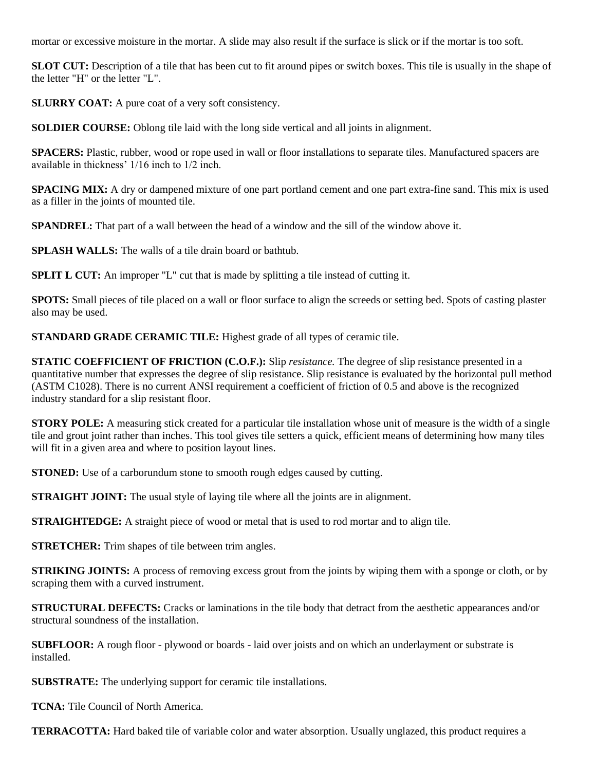mortar or excessive moisture in the mortar. A slide may also result if the surface is slick or if the mortar is too soft.

**SLOT CUT:** Description of a tile that has been cut to fit around pipes or switch boxes. This tile is usually in the shape of the letter "H" or the letter "L".

**SLURRY COAT:** A pure coat of a very soft consistency.

**SOLDIER COURSE:** Oblong tile laid with the long side vertical and all joints in alignment.

**SPACERS:** Plastic, rubber, wood or rope used in wall or floor installations to separate tiles. Manufactured spacers are available in thickness' 1/16 inch to 1/2 inch.

**SPACING MIX:** A dry or dampened mixture of one part portland cement and one part extra-fine sand. This mix is used as a filler in the joints of mounted tile.

**SPANDREL:** That part of a wall between the head of a window and the sill of the window above it.

**SPLASH WALLS:** The walls of a tile drain board or bathtub.

**SPLIT L CUT:** An improper "L" cut that is made by splitting a tile instead of cutting it.

**SPOTS:** Small pieces of tile placed on a wall or floor surface to align the screeds or setting bed. Spots of casting plaster also may be used.

**STANDARD GRADE CERAMIC TILE:** Highest grade of all types of ceramic tile.

**STATIC COEFFICIENT OF FRICTION (C.O.F.):** Slip *resistance.* The degree of slip resistance presented in a quantitative number that expresses the degree of slip resistance. Slip resistance is evaluated by the horizontal pull method (ASTM C1028). There is no current ANSI requirement a coefficient of friction of 0.5 and above is the recognized industry standard for a slip resistant floor.

**STORY POLE:** A measuring stick created for a particular tile installation whose unit of measure is the width of a single tile and grout joint rather than inches. This tool gives tile setters a quick, efficient means of determining how many tiles will fit in a given area and where to position layout lines.

**STONED:** Use of a carborundum stone to smooth rough edges caused by cutting.

**STRAIGHT JOINT:** The usual style of laying tile where all the joints are in alignment.

**STRAIGHTEDGE:** A straight piece of wood or metal that is used to rod mortar and to align tile.

**STRETCHER:** Trim shapes of tile between trim angles.

**STRIKING JOINTS:** A process of removing excess grout from the joints by wiping them with a sponge or cloth, or by scraping them with a curved instrument.

**STRUCTURAL DEFECTS:** Cracks or laminations in the tile body that detract from the aesthetic appearances and/or structural soundness of the installation.

**SUBFLOOR:** A rough floor - plywood or boards - laid over joists and on which an underlayment or substrate is installed.

**SUBSTRATE:** The underlying support for ceramic tile installations.

**TCNA:** Tile Council of North America.

**TERRACOTTA:** Hard baked tile of variable color and water absorption. Usually unglazed, this product requires a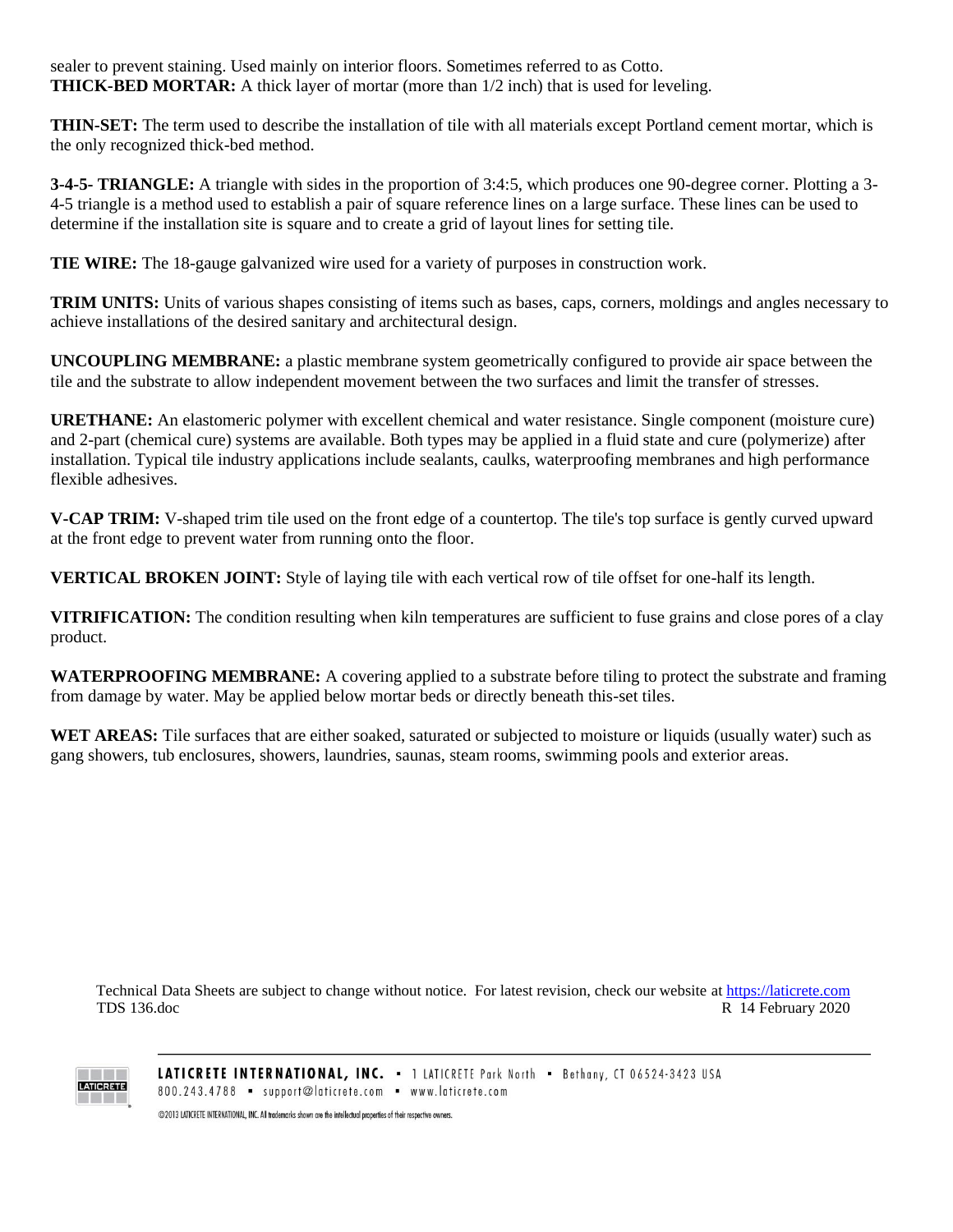sealer to prevent staining. Used mainly on interior floors. Sometimes referred to as Cotto.
**THICK-BED MORTAR:** A thick layer of mortar (more than 1/2 inch) that is used for leveling.

**THIN-SET:** The term used to describe the installation of tile with all materials except Portland cement mortar, which is the only recognized thick-bed method.

**3-4-5- TRIANGLE:** A triangle with sides in the proportion of 3:4:5, which produces one 90-degree corner. Plotting a 3-4-5 triangle is a method used to establish a pair of square reference lines on a large surface. These lines can be used to determine if the installation site is square and to create a grid of layout lines for setting tile.

**TIE WIRE:** The 18-gauge galvanized wire used for a variety of purposes in construction work.

**TRIM UNITS:** Units of various shapes consisting of items such as bases, caps, corners, moldings and angles necessary to achieve installations of the desired sanitary and architectural design.

**UNCOUPLING MEMBRANE:** a plastic membrane system geometrically configured to provide air space between the tile and the substrate to allow independent movement between the two surfaces and limit the transfer of stresses.

**URETHANE:** An elastomeric polymer with excellent chemical and water resistance. Single component (moisture cure) and 2-part (chemical cure) systems are available. Both types may be applied in a fluid state and cure (polymerize) after installation. Typical tile industry applications include sealants, caulks, waterproofing membranes and high performance flexible adhesives.

**V-CAP TRIM:** V-shaped trim tile used on the front edge of a countertop. The tile's top surface is gently curved upward at the front edge to prevent water from running onto the floor.

**VERTICAL BROKEN JOINT:** Style of laying tile with each vertical row of tile offset for one-half its length.

**VITRIFICATION:** The condition resulting when kiln temperatures are sufficient to fuse grains and close pores of a clay product.

**WATERPROOFING MEMBRANE:** A covering applied to a substrate before tiling to protect the substrate and framing from damage by water. May be applied below mortar beds or directly beneath this-set tiles.

**WET AREAS:** Tile surfaces that are either soaked, saturated or subjected to moisture or liquids (usually water) such as gang showers, tub enclosures, showers, laundries, saunas, steam rooms, swimming pools and exterior areas.

Technical Data Sheets are subject to change without notice. For latest revision, check our website at https://laticrete.com
TDS 136.doc R 14 February 2020

**LATICRETE INTERNATIONAL, INC.** ▪ 1 LATICRETE Park North ▪ Bethany, CT 06524-3423 USA
800.243.4788 ▪ support@laticrete.com ▪ www.laticrete.com

©2013 LATICRETE INTERNATIONAL, INC. All trademarks shown are the intellectual properties of their respective owners.